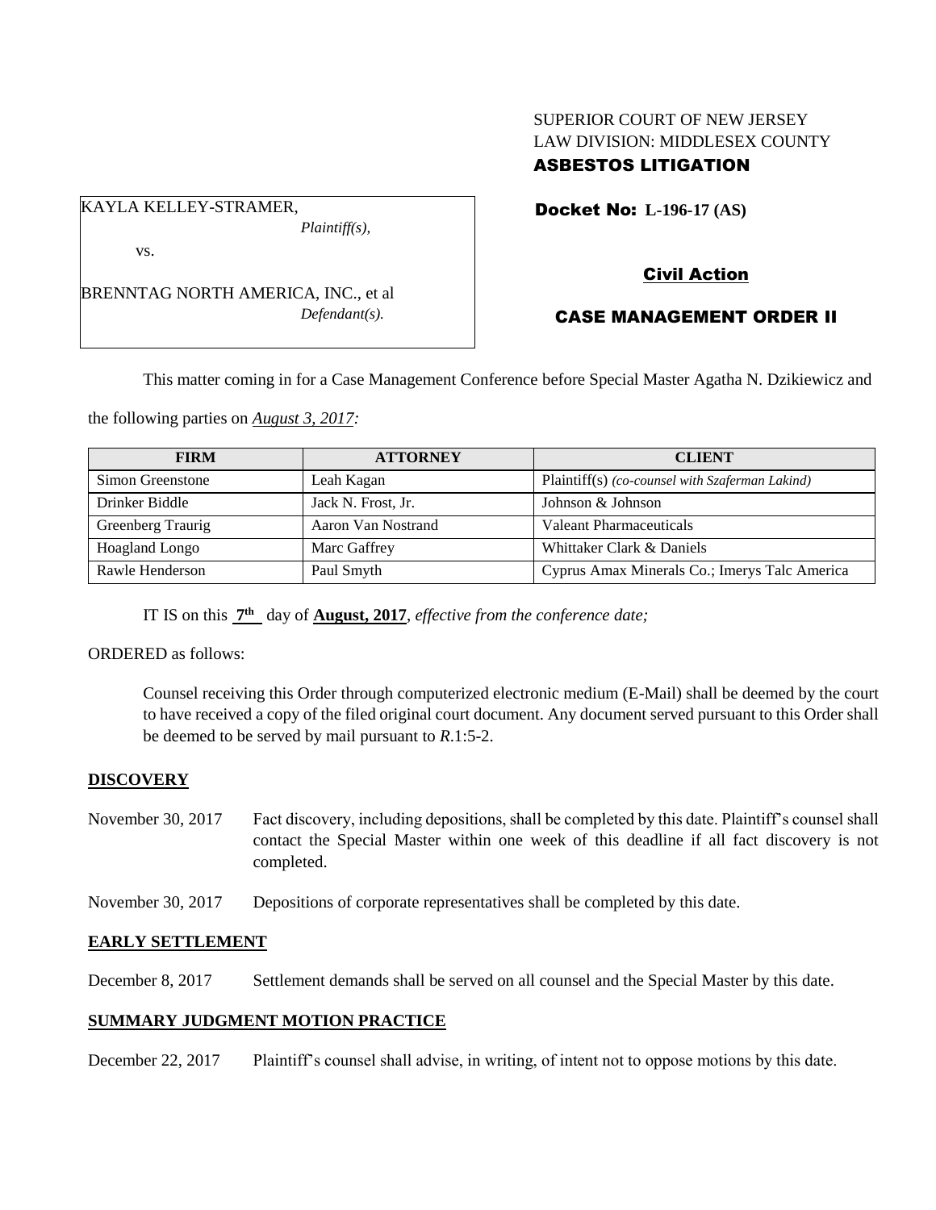SUPERIOR COURT OF NEW JERSEY
LAW DIVISION: MIDDLESEX COUNTY
**ASBESTOS LITIGATION**

KAYLA KELLEY-STRAMER,
*Plaintiff(s),*

vs.

BRENNTAG NORTH AMERICA, INC., et al
*Defendant(s).*

**Docket No: L-196-17 (AS)**

**Civil Action**

**CASE MANAGEMENT ORDER II**

This matter coming in for a Case Management Conference before Special Master Agatha N. Dzikiewicz and the following parties on *August 3, 2017:*

| FIRM | ATTORNEY | CLIENT |
|---|---|---|
| Simon Greenstone | Leah Kagan | Plaintiff(s) *(co-counsel with Szaferman Lakind)* |
| Drinker Biddle | Jack N. Frost, Jr. | Johnson & Johnson |
| Greenberg Traurig | Aaron Van Nostrand | Valeant Pharmaceuticals |
| Hoagland Longo | Marc Gaffrey | Whittaker Clark & Daniels |
| Rawle Henderson | Paul Smyth | Cyprus Amax Minerals Co.; Imerys Talc America |

IT IS on this **7th** day of **August, 2017**, *effective from the conference date;*

ORDERED as follows:

Counsel receiving this Order through computerized electronic medium (E-Mail) shall be deemed by the court to have received a copy of the filed original court document. Any document served pursuant to this Order shall be deemed to be served by mail pursuant to *R*.1:5-2.

**DISCOVERY**

November 30, 2017 Fact discovery, including depositions, shall be completed by this date. Plaintiff's counsel shall contact the Special Master within one week of this deadline if all fact discovery is not completed.

November 30, 2017 Depositions of corporate representatives shall be completed by this date.

**EARLY SETTLEMENT**

December 8, 2017 Settlement demands shall be served on all counsel and the Special Master by this date.

**SUMMARY JUDGMENT MOTION PRACTICE**

December 22, 2017 Plaintiff's counsel shall advise, in writing, of intent not to oppose motions by this date.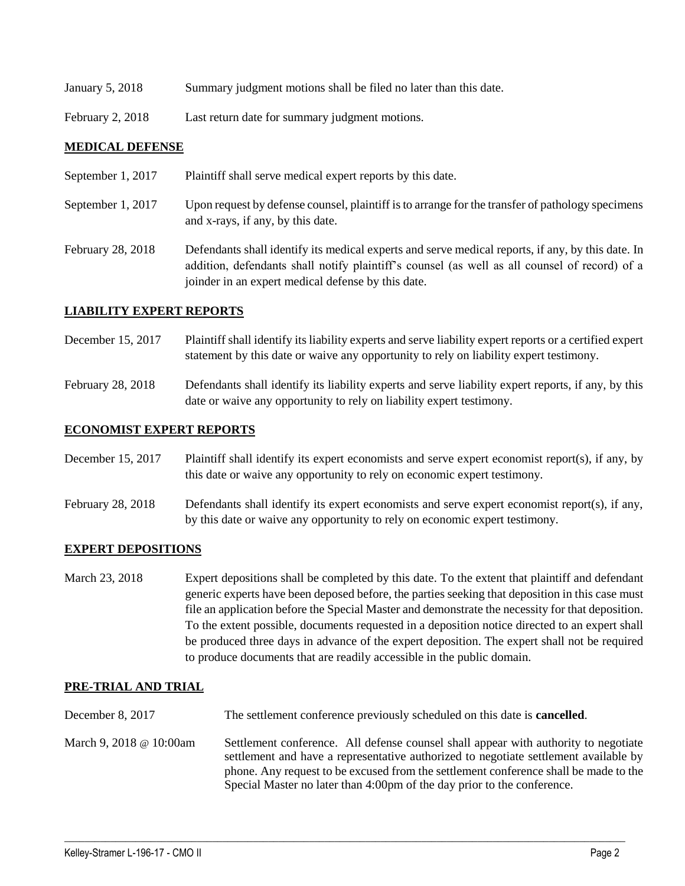| | |
|---|---|
| January 5, 2018 | Summary judgment motions shall be filed no later than this date. |
| February 2, 2018 | Last return date for summary judgment motions. |

## MEDICAL DEFENSE

| | |
|---|---|
| September 1, 2017 | Plaintiff shall serve medical expert reports by this date. |
| September 1, 2017 | Upon request by defense counsel, plaintiff is to arrange for the transfer of pathology specimens and x-rays, if any, by this date. |
| February 28, 2018 | Defendants shall identify its medical experts and serve medical reports, if any, by this date. In addition, defendants shall notify plaintiff's counsel (as well as all counsel of record) of a joinder in an expert medical defense by this date. |

## LIABILITY EXPERT REPORTS

| | |
|---|---|
| December 15, 2017 | Plaintiff shall identify its liability experts and serve liability expert reports or a certified expert statement by this date or waive any opportunity to rely on liability expert testimony. |
| February 28, 2018 | Defendants shall identify its liability experts and serve liability expert reports, if any, by this date or waive any opportunity to rely on liability expert testimony. |

## ECONOMIST EXPERT REPORTS

| | |
|---|---|
| December 15, 2017 | Plaintiff shall identify its expert economists and serve expert economist report(s), if any, by this date or waive any opportunity to rely on economic expert testimony. |
| February 28, 2018 | Defendants shall identify its expert economists and serve expert economist report(s), if any, by this date or waive any opportunity to rely on economic expert testimony. |

## EXPERT DEPOSITIONS

| | |
|---|---|
| March 23, 2018 | Expert depositions shall be completed by this date. To the extent that plaintiff and defendant generic experts have been deposed before, the parties seeking that deposition in this case must file an application before the Special Master and demonstrate the necessity for that deposition. To the extent possible, documents requested in a deposition notice directed to an expert shall be produced three days in advance of the expert deposition. The expert shall not be required to produce documents that are readily accessible in the public domain. |

## PRE-TRIAL AND TRIAL

| | |
|---|---|
| December 8, 2017 | The settlement conference previously scheduled on this date is **cancelled**. |
| March 9, 2018 @ 10:00am | Settlement conference. All defense counsel shall appear with authority to negotiate settlement and have a representative authorized to negotiate settlement available by phone. Any request to be excused from the settlement conference shall be made to the Special Master no later than 4:00pm of the day prior to the conference. |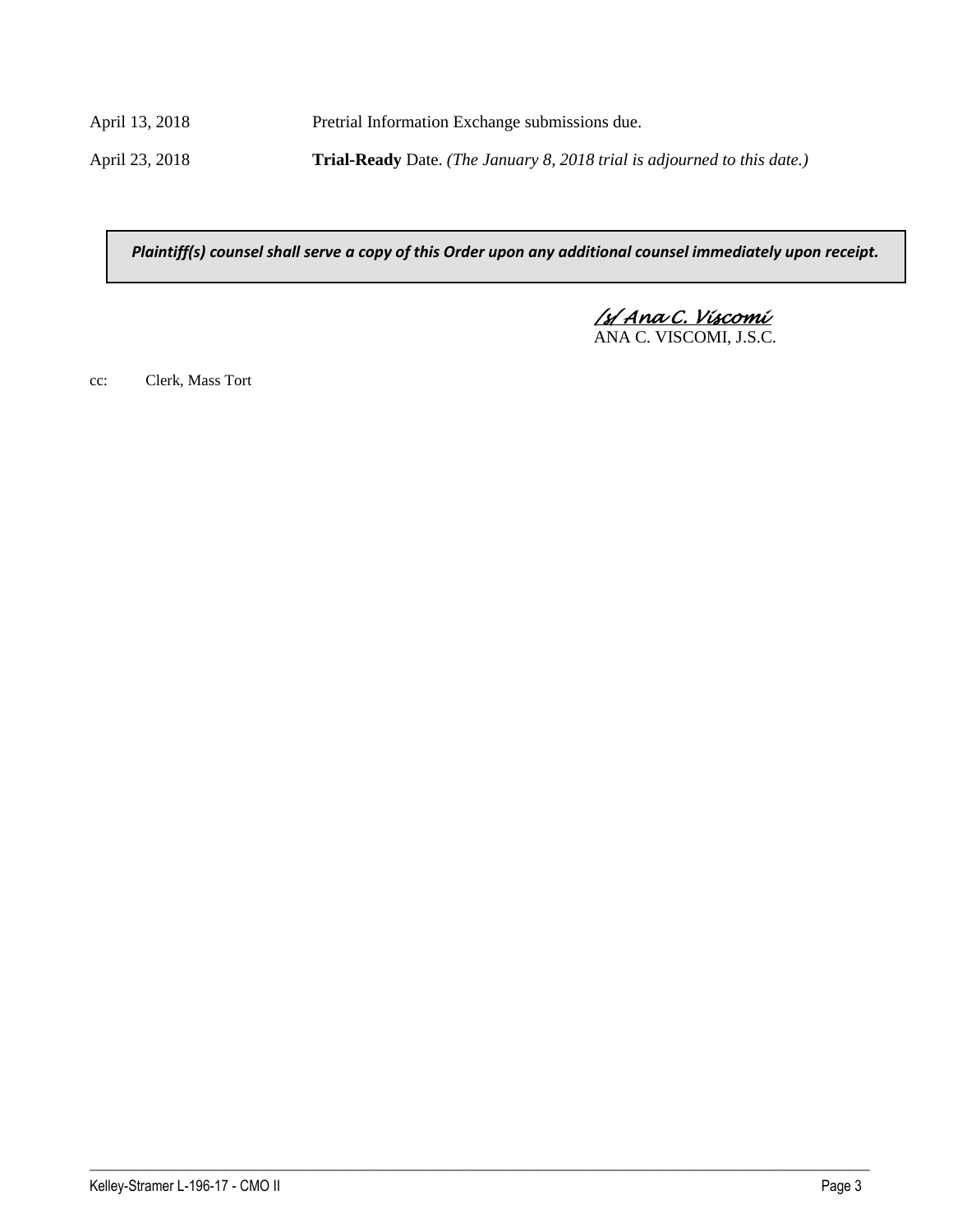| | |
|---|---|
| April 13, 2018 | Pretrial Information Exchange submissions due. |
| April 23, 2018 | **Trial-Ready** Date. *(The January 8, 2018 trial is adjourned to this date.)* |

***Plaintiff(s) counsel shall serve a copy of this Order upon any additional counsel immediately upon receipt.***

/s/ Ana C. Viscomi
ANA C. VISCOMI, J.S.C.

cc: Clerk, Mass Tort